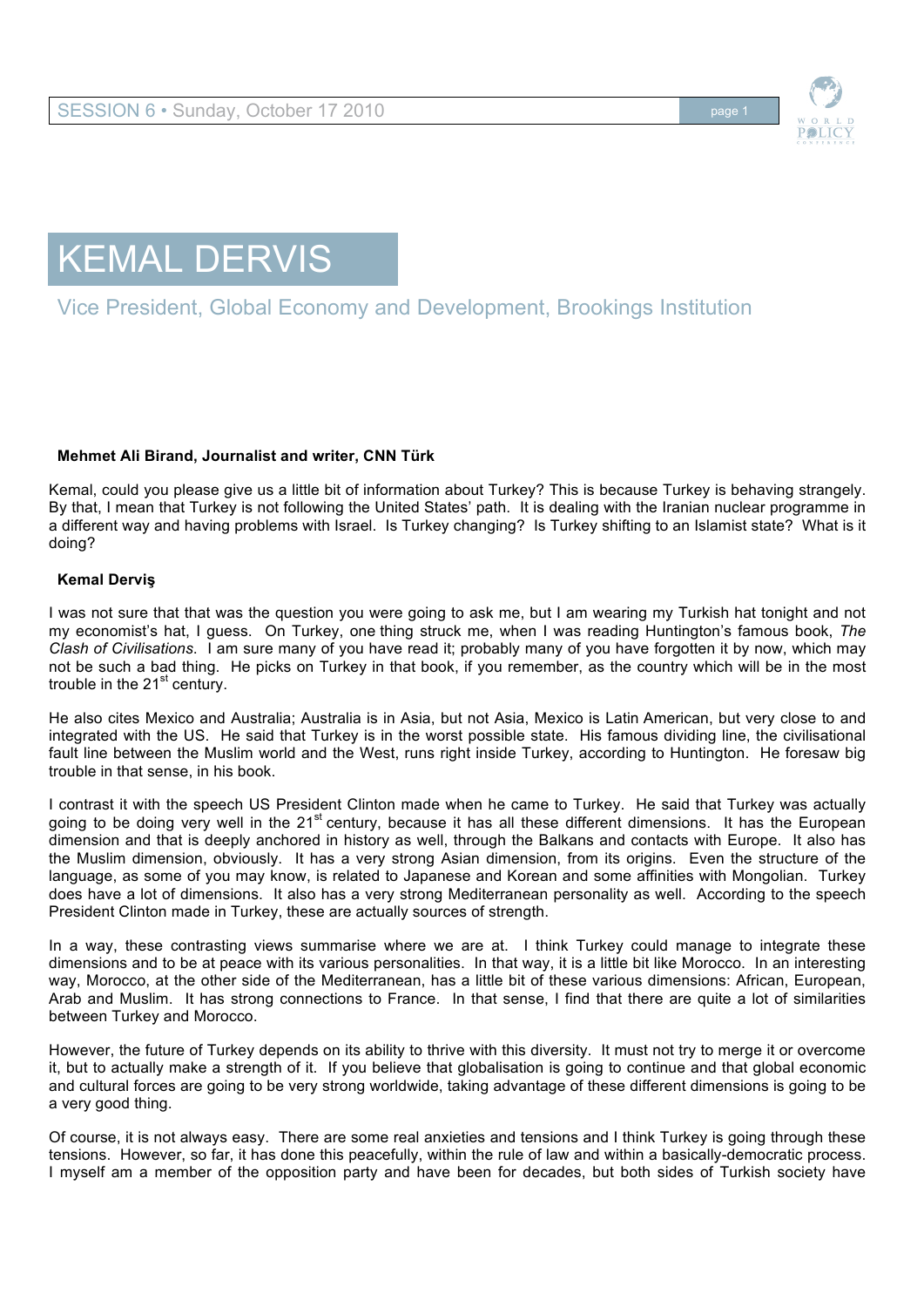# KEMAL DERVIS

## Vice President, Global Economy and Development, Brookings Institution

**Mehmet Ali Birand, Journalist and writer, CNN Türk**

Kemal, could you please give us a little bit of information about Turkey? This is because Turkey is behaving strangely. By that, I mean that Turkey is not following the United States' path. It is dealing with the Iranian nuclear programme in a different way and having problems with Israel. Is Turkey changing? Is Turkey shifting to an Islamist state? What is it doing?

**Kemal Derviş**

I was not sure that that was the question you were going to ask me, but I am wearing my Turkish hat tonight and not my economist's hat, I guess. On Turkey, one thing struck me, when I was reading Huntington's famous book, *The Clash of Civilisations*. I am sure many of you have read it; probably many of you have forgotten it by now, which may not be such a bad thing. He picks on Turkey in that book, if you remember, as the country which will be in the most trouble in the 21st century.

He also cites Mexico and Australia; Australia is in Asia, but not Asia, Mexico is Latin American, but very close to and integrated with the US. He said that Turkey is in the worst possible state. His famous dividing line, the civilisational fault line between the Muslim world and the West, runs right inside Turkey, according to Huntington. He foresaw big trouble in that sense, in his book.

I contrast it with the speech US President Clinton made when he came to Turkey. He said that Turkey was actually going to be doing very well in the 21st century, because it has all these different dimensions. It has the European dimension and that is deeply anchored in history as well, through the Balkans and contacts with Europe. It also has the Muslim dimension, obviously. It has a very strong Asian dimension, from its origins. Even the structure of the language, as some of you may know, is related to Japanese and Korean and some affinities with Mongolian. Turkey does have a lot of dimensions. It also has a very strong Mediterranean personality as well. According to the speech President Clinton made in Turkey, these are actually sources of strength.

In a way, these contrasting views summarise where we are at. I think Turkey could manage to integrate these dimensions and to be at peace with its various personalities. In that way, it is a little bit like Morocco. In an interesting way, Morocco, at the other side of the Mediterranean, has a little bit of these various dimensions: African, European, Arab and Muslim. It has strong connections to France. In that sense, I find that there are quite a lot of similarities between Turkey and Morocco.

However, the future of Turkey depends on its ability to thrive with this diversity. It must not try to merge it or overcome it, but to actually make a strength of it. If you believe that globalisation is going to continue and that global economic and cultural forces are going to be very strong worldwide, taking advantage of these different dimensions is going to be a very good thing.

Of course, it is not always easy. There are some real anxieties and tensions and I think Turkey is going through these tensions. However, so far, it has done this peacefully, within the rule of law and within a basically-democratic process. I myself am a member of the opposition party and have been for decades, but both sides of Turkish society have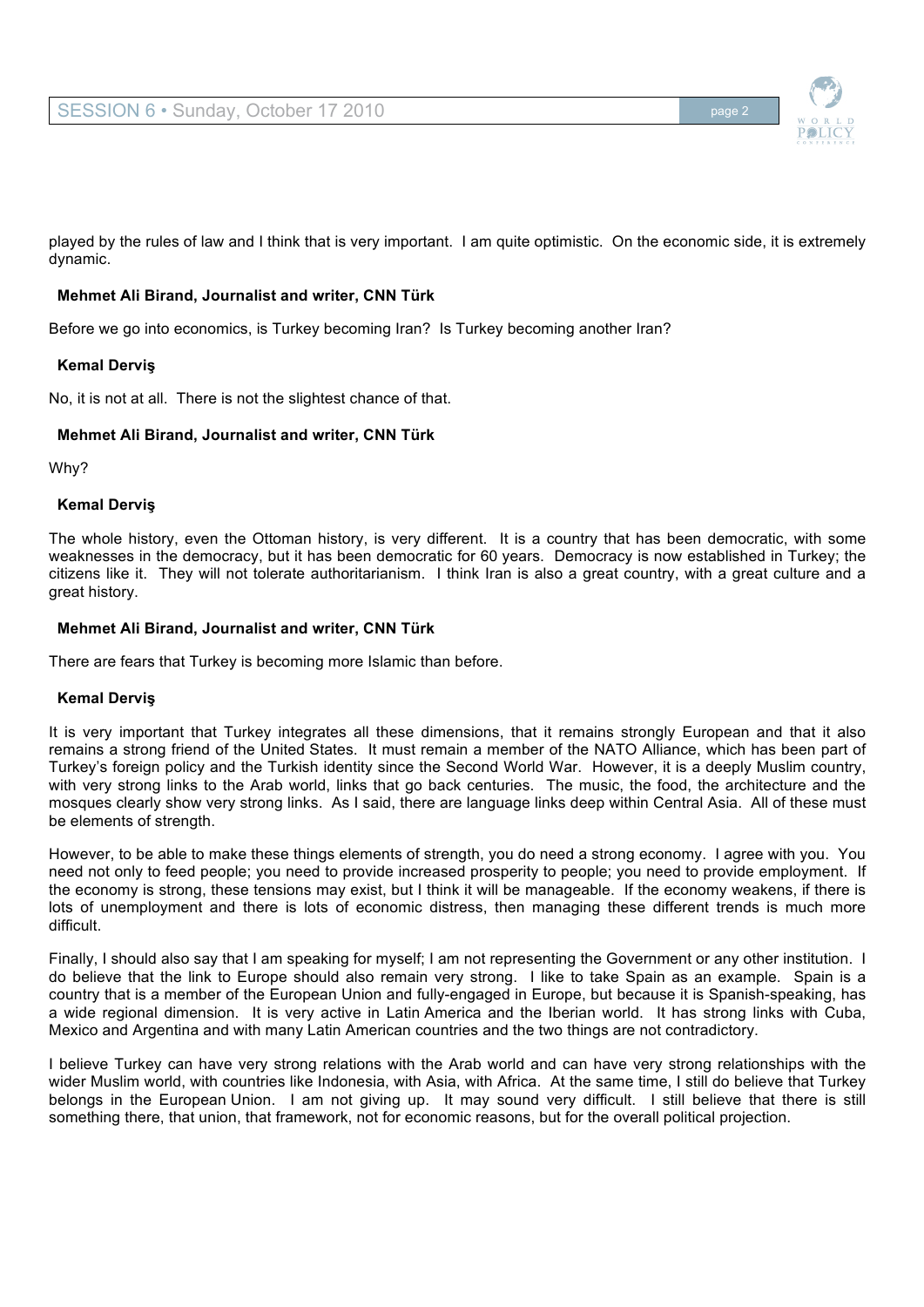played by the rules of law and I think that is very important. I am quite optimistic. On the economic side, it is extremely dynamic.

**Mehmet Ali Birand, Journalist and writer, CNN Türk**

Before we go into economics, is Turkey becoming Iran? Is Turkey becoming another Iran?

**Kemal Derviş**

No, it is not at all. There is not the slightest chance of that.

**Mehmet Ali Birand, Journalist and writer, CNN Türk**

Why?

**Kemal Derviş**

The whole history, even the Ottoman history, is very different. It is a country that has been democratic, with some weaknesses in the democracy, but it has been democratic for 60 years. Democracy is now established in Turkey; the citizens like it. They will not tolerate authoritarianism. I think Iran is also a great country, with a great culture and a great history.

**Mehmet Ali Birand, Journalist and writer, CNN Türk**

There are fears that Turkey is becoming more Islamic than before.

**Kemal Derviş**

It is very important that Turkey integrates all these dimensions, that it remains strongly European and that it also remains a strong friend of the United States. It must remain a member of the NATO Alliance, which has been part of Turkey's foreign policy and the Turkish identity since the Second World War. However, it is a deeply Muslim country, with very strong links to the Arab world, links that go back centuries. The music, the food, the architecture and the mosques clearly show very strong links. As I said, there are language links deep within Central Asia. All of these must be elements of strength.

However, to be able to make these things elements of strength, you do need a strong economy. I agree with you. You need not only to feed people; you need to provide increased prosperity to people; you need to provide employment. If the economy is strong, these tensions may exist, but I think it will be manageable. If the economy weakens, if there is lots of unemployment and there is lots of economic distress, then managing these different trends is much more difficult.

Finally, I should also say that I am speaking for myself; I am not representing the Government or any other institution. I do believe that the link to Europe should also remain very strong. I like to take Spain as an example. Spain is a country that is a member of the European Union and fully-engaged in Europe, but because it is Spanish-speaking, has a wide regional dimension. It is very active in Latin America and the Iberian world. It has strong links with Cuba, Mexico and Argentina and with many Latin American countries and the two things are not contradictory.

I believe Turkey can have very strong relations with the Arab world and can have very strong relationships with the wider Muslim world, with countries like Indonesia, with Asia, with Africa. At the same time, I still do believe that Turkey belongs in the European Union. I am not giving up. It may sound very difficult. I still believe that there is still something there, that union, that framework, not for economic reasons, but for the overall political projection.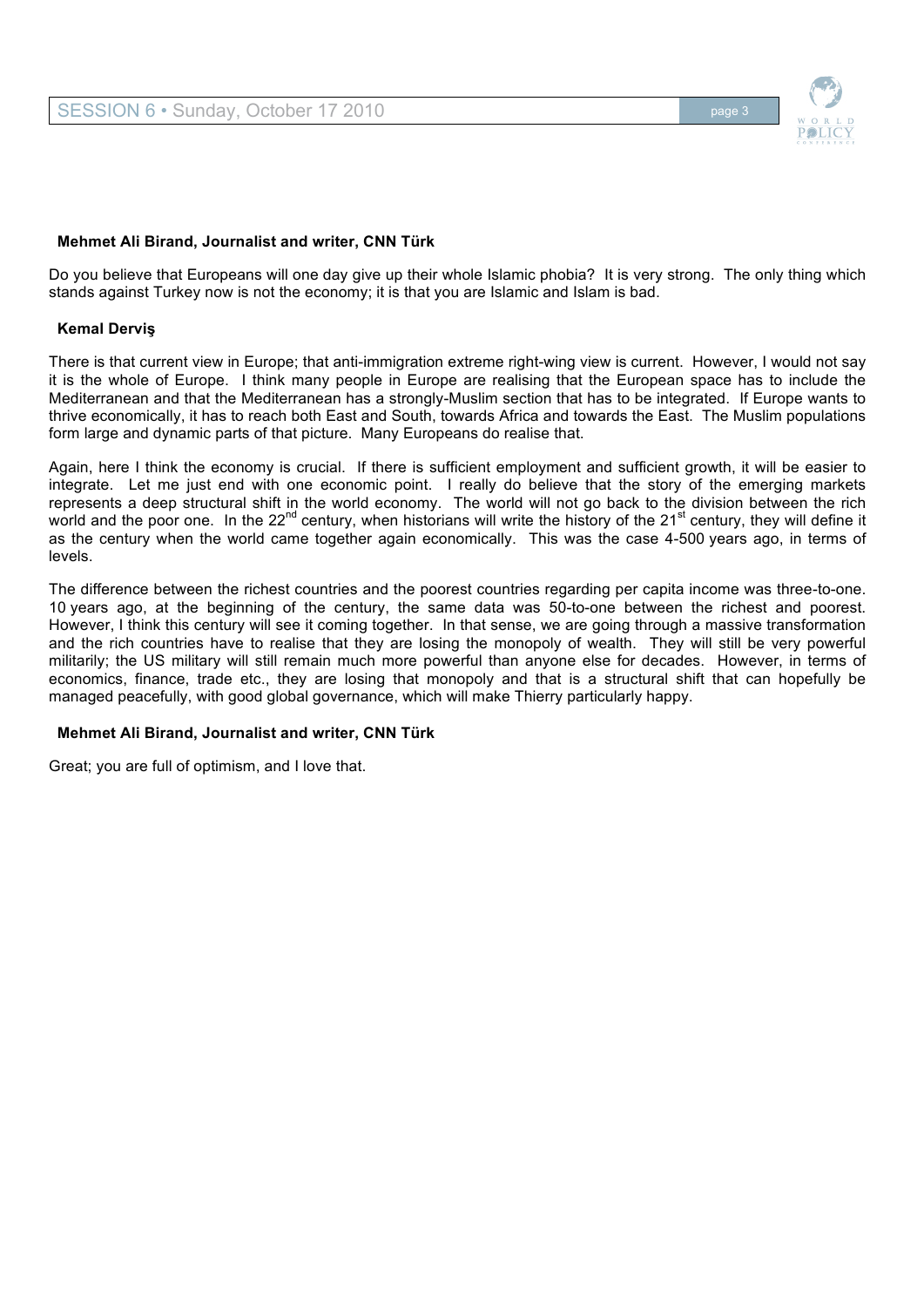**Mehmet Ali Birand, Journalist and writer, CNN Türk**

Do you believe that Europeans will one day give up their whole Islamic phobia? It is very strong. The only thing which stands against Turkey now is not the economy; it is that you are Islamic and Islam is bad.

**Kemal Derviş**

There is that current view in Europe; that anti-immigration extreme right-wing view is current. However, I would not say it is the whole of Europe. I think many people in Europe are realising that the European space has to include the Mediterranean and that the Mediterranean has a strongly-Muslim section that has to be integrated. If Europe wants to thrive economically, it has to reach both East and South, towards Africa and towards the East. The Muslim populations form large and dynamic parts of that picture. Many Europeans do realise that.

Again, here I think the economy is crucial. If there is sufficient employment and sufficient growth, it will be easier to integrate. Let me just end with one economic point. I really do believe that the story of the emerging markets represents a deep structural shift in the world economy. The world will not go back to the division between the rich world and the poor one. In the 22nd century, when historians will write the history of the 21st century, they will define it as the century when the world came together again economically. This was the case 4-500 years ago, in terms of levels.

The difference between the richest countries and the poorest countries regarding per capita income was three-to-one. 10 years ago, at the beginning of the century, the same data was 50-to-one between the richest and poorest. However, I think this century will see it coming together. In that sense, we are going through a massive transformation and the rich countries have to realise that they are losing the monopoly of wealth. They will still be very powerful militarily; the US military will still remain much more powerful than anyone else for decades. However, in terms of economics, finance, trade etc., they are losing that monopoly and that is a structural shift that can hopefully be managed peacefully, with good global governance, which will make Thierry particularly happy.

**Mehmet Ali Birand, Journalist and writer, CNN Türk**

Great; you are full of optimism, and I love that.